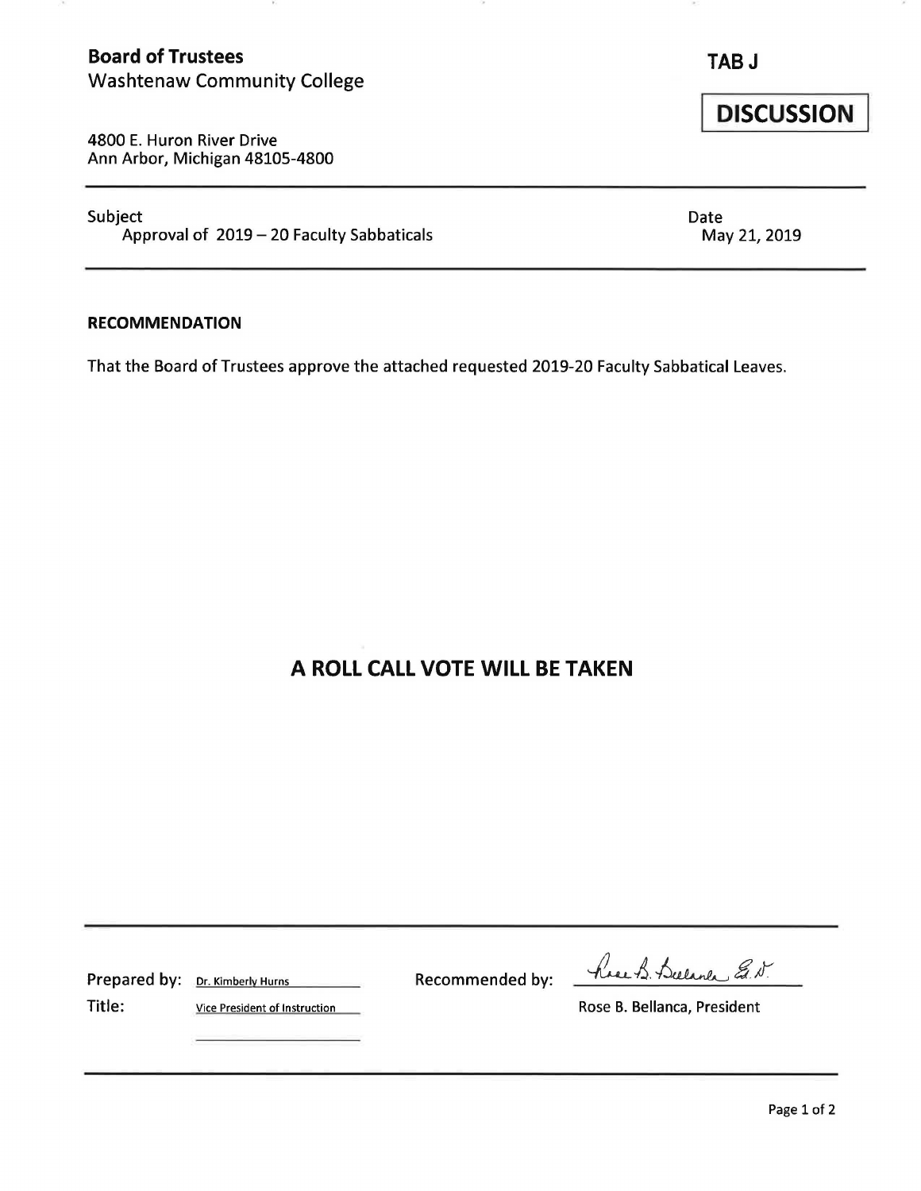**Board of Trustees**
Washtenaw Community College

4800 E. Huron River Drive
Ann Arbor, Michigan 48105-4800

**TAB J**

**DISCUSSION**

---

Subject
Approval of 2019 – 20 Faculty Sabbaticals

Date
May 21, 2019

---

**RECOMMENDATION**

That the Board of Trustees approve the attached requested 2019-20 Faculty Sabbatical Leaves.

## A ROLL CALL VOTE WILL BE TAKEN

---

Prepared by: Dr. Kimberly Hurns
Title: Vice President of Instruction

Recommended by: Rose B. Bellanca Ed.D.
Rose B. Bellanca, President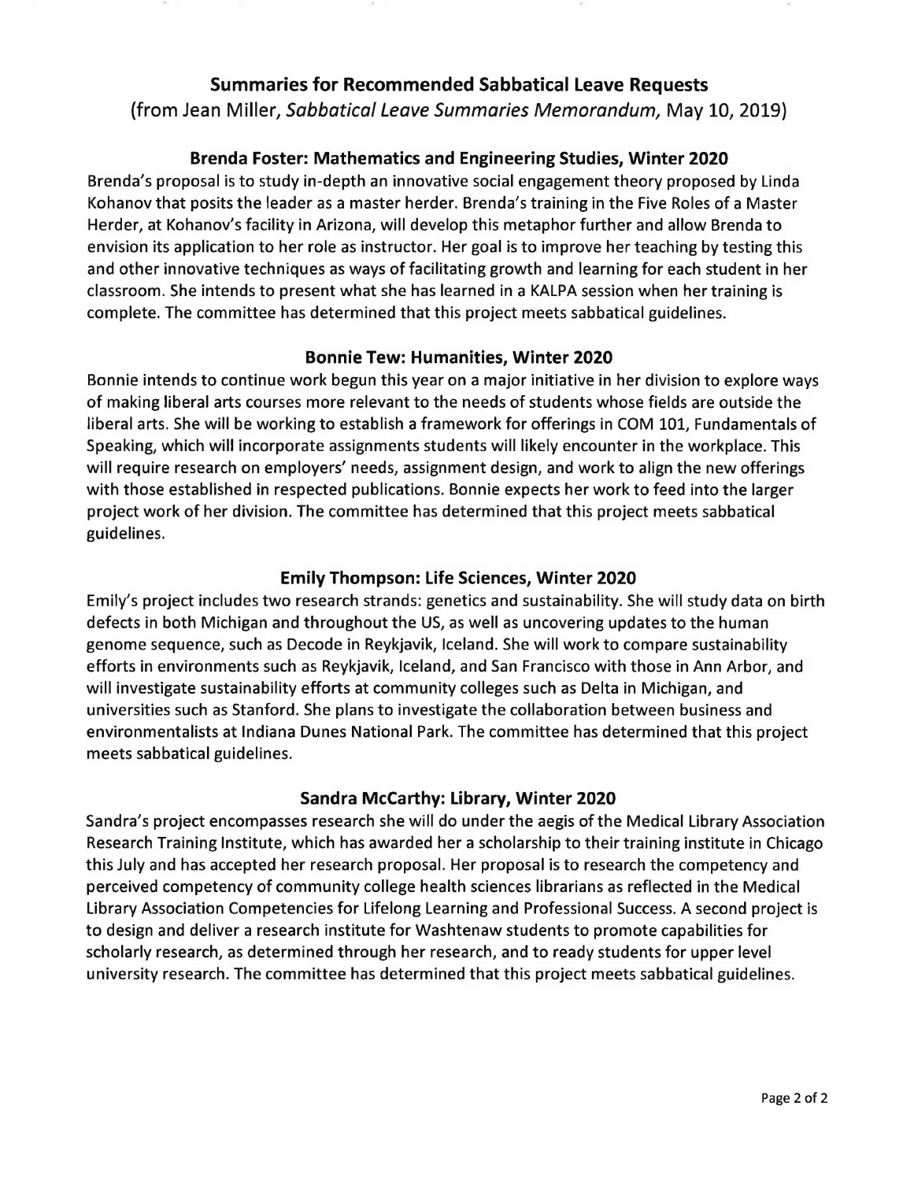## Summaries for Recommended Sabbatical Leave Requests

(from Jean Miller, *Sabbatical Leave Summaries Memorandum,* May 10, 2019)

### Brenda Foster: Mathematics and Engineering Studies, Winter 2020

Brenda's proposal is to study in-depth an innovative social engagement theory proposed by Linda Kohanov that posits the leader as a master herder. Brenda's training in the Five Roles of a Master Herder, at Kohanov's facility in Arizona, will develop this metaphor further and allow Brenda to envision its application to her role as instructor. Her goal is to improve her teaching by testing this and other innovative techniques as ways of facilitating growth and learning for each student in her classroom. She intends to present what she has learned in a KALPA session when her training is complete. The committee has determined that this project meets sabbatical guidelines.

### Bonnie Tew: Humanities, Winter 2020

Bonnie intends to continue work begun this year on a major initiative in her division to explore ways of making liberal arts courses more relevant to the needs of students whose fields are outside the liberal arts. She will be working to establish a framework for offerings in COM 101, Fundamentals of Speaking, which will incorporate assignments students will likely encounter in the workplace. This will require research on employers' needs, assignment design, and work to align the new offerings with those established in respected publications. Bonnie expects her work to feed into the larger project work of her division. The committee has determined that this project meets sabbatical guidelines.

### Emily Thompson: Life Sciences, Winter 2020

Emily's project includes two research strands: genetics and sustainability. She will study data on birth defects in both Michigan and throughout the US, as well as uncovering updates to the human genome sequence, such as Decode in Reykjavik, Iceland. She will work to compare sustainability efforts in environments such as Reykjavik, Iceland, and San Francisco with those in Ann Arbor, and will investigate sustainability efforts at community colleges such as Delta in Michigan, and universities such as Stanford. She plans to investigate the collaboration between business and environmentalists at Indiana Dunes National Park. The committee has determined that this project meets sabbatical guidelines.

### Sandra McCarthy: Library, Winter 2020

Sandra's project encompasses research she will do under the aegis of the Medical Library Association Research Training Institute, which has awarded her a scholarship to their training institute in Chicago this July and has accepted her research proposal. Her proposal is to research the competency and perceived competency of community college health sciences librarians as reflected in the Medical Library Association Competencies for Lifelong Learning and Professional Success. A second project is to design and deliver a research institute for Washtenaw students to promote capabilities for scholarly research, as determined through her research, and to ready students for upper level university research. The committee has determined that this project meets sabbatical guidelines.